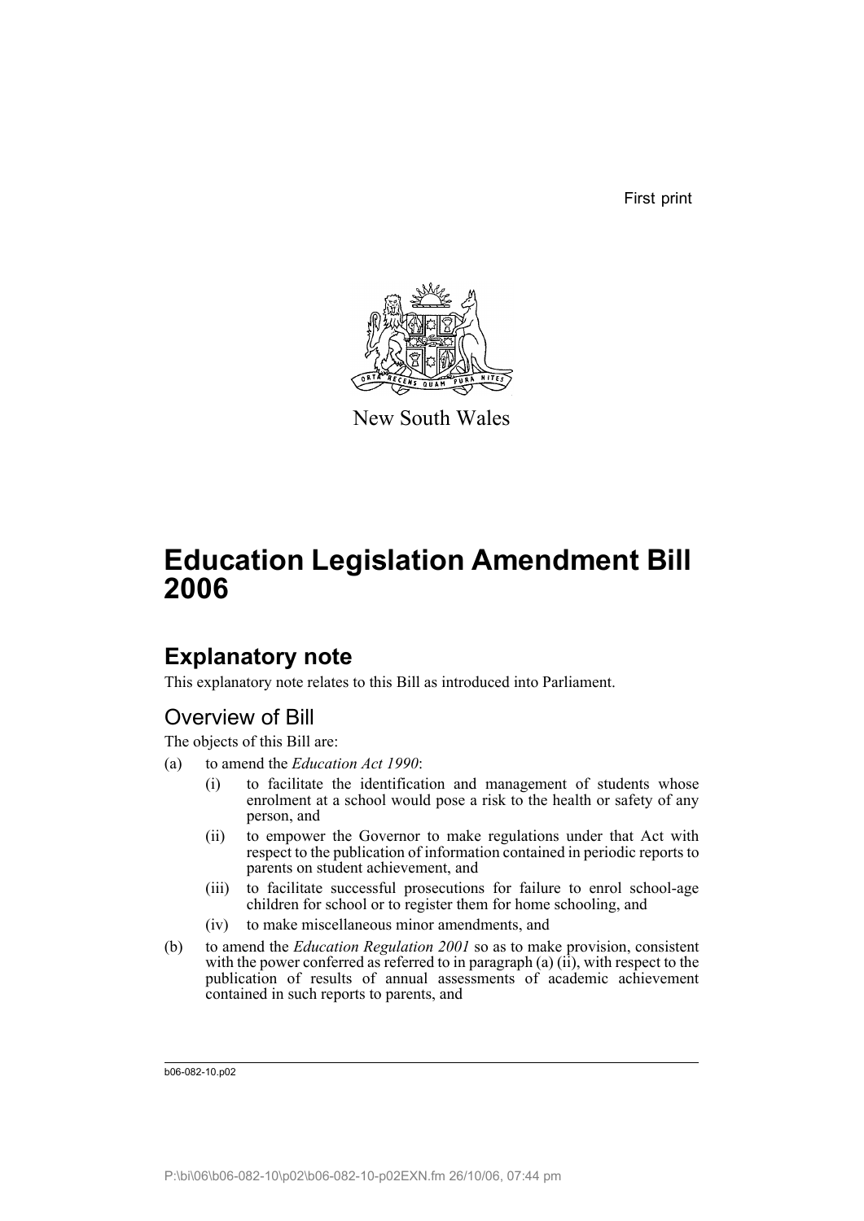First print

New South Wales

# Education Legislation Amendment Bill 2006

## Explanatory note

This explanatory note relates to this Bill as introduced into Parliament.

### Overview of Bill

The objects of this Bill are:

(a) to amend the *Education Act 1990*:

- (i) to facilitate the identification and management of students whose enrolment at a school would pose a risk to the health or safety of any person, and
- (ii) to empower the Governor to make regulations under that Act with respect to the publication of information contained in periodic reports to parents on student achievement, and
- (iii) to facilitate successful prosecutions for failure to enrol school-age children for school or to register them for home schooling, and
- (iv) to make miscellaneous minor amendments, and

(b) to amend the *Education Regulation 2001* so as to make provision, consistent with the power conferred as referred to in paragraph (a) (ii), with respect to the publication of results of annual assessments of academic achievement contained in such reports to parents, and

b06-082-10.p02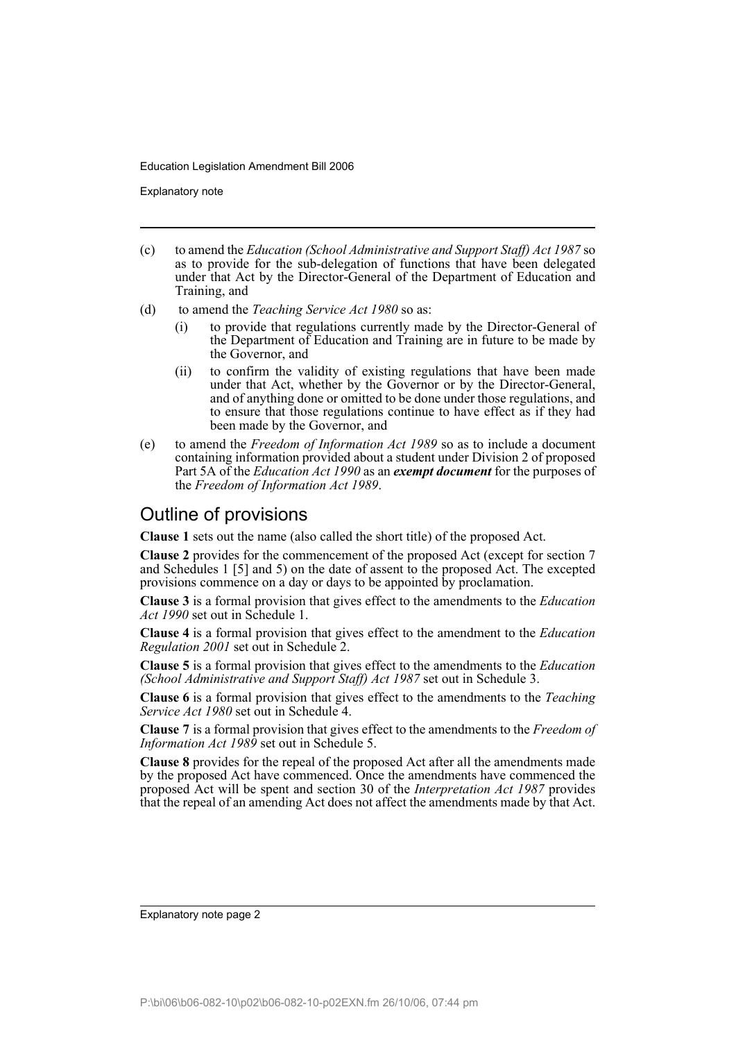(c) to amend the *Education (School Administrative and Support Staff) Act 1987* so as to provide for the sub-delegation of functions that have been delegated under that Act by the Director-General of the Department of Education and Training, and

(d) to amend the *Teaching Service Act 1980* so as:

   (i) to provide that regulations currently made by the Director-General of the Department of Education and Training are in future to be made by the Governor, and

   (ii) to confirm the validity of existing regulations that have been made under that Act, whether by the Governor or by the Director-General, and of anything done or omitted to be done under those regulations, and to ensure that those regulations continue to have effect as if they had been made by the Governor, and

(e) to amend the *Freedom of Information Act 1989* so as to include a document containing information provided about a student under Division 2 of proposed Part 5A of the *Education Act 1990* as an ***exempt document*** for the purposes of the *Freedom of Information Act 1989*.

## Outline of provisions

**Clause 1** sets out the name (also called the short title) of the proposed Act.

**Clause 2** provides for the commencement of the proposed Act (except for section 7 and Schedules 1 [5] and 5) on the date of assent to the proposed Act. The excepted provisions commence on a day or days to be appointed by proclamation.

**Clause 3** is a formal provision that gives effect to the amendments to the *Education Act 1990* set out in Schedule 1.

**Clause 4** is a formal provision that gives effect to the amendment to the *Education Regulation 2001* set out in Schedule 2.

**Clause 5** is a formal provision that gives effect to the amendments to the *Education (School Administrative and Support Staff) Act 1987* set out in Schedule 3.

**Clause 6** is a formal provision that gives effect to the amendments to the *Teaching Service Act 1980* set out in Schedule 4.

**Clause 7** is a formal provision that gives effect to the amendments to the *Freedom of Information Act 1989* set out in Schedule 5.

**Clause 8** provides for the repeal of the proposed Act after all the amendments made by the proposed Act have commenced. Once the amendments have commenced the proposed Act will be spent and section 30 of the *Interpretation Act 1987* provides that the repeal of an amending Act does not affect the amendments made by that Act.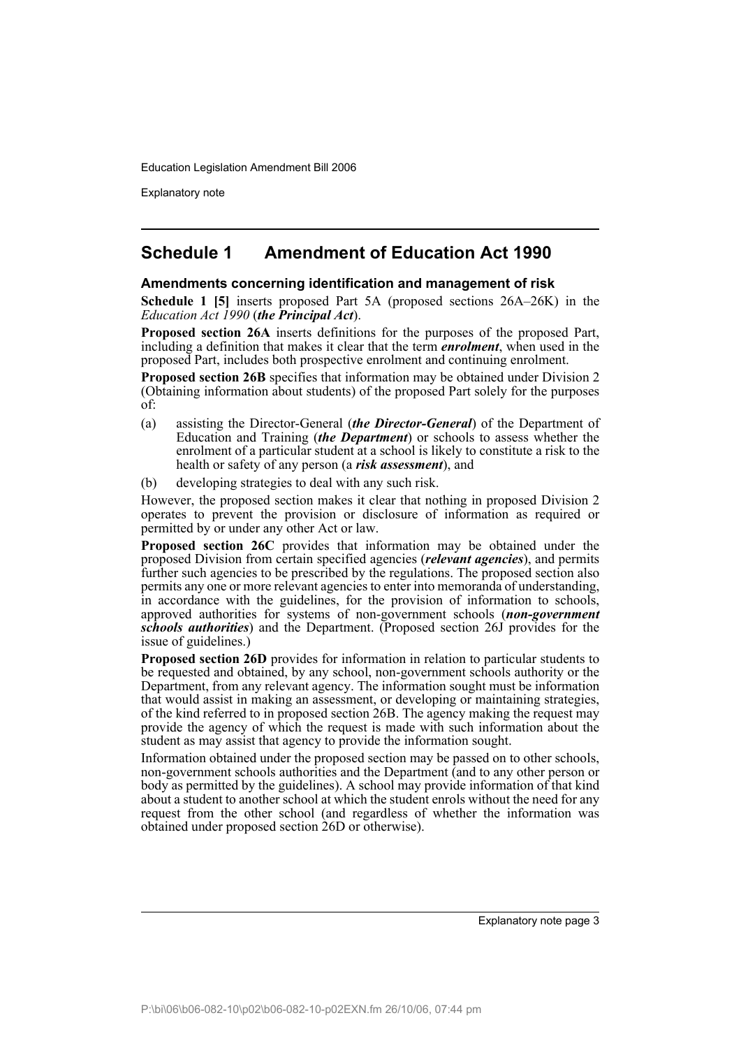## Schedule 1 Amendment of Education Act 1990

### Amendments concerning identification and management of risk

**Schedule 1 [5]** inserts proposed Part 5A (proposed sections 26A–26K) in the *Education Act 1990* (***the Principal Act***).

**Proposed section 26A** inserts definitions for the purposes of the proposed Part, including a definition that makes it clear that the term ***enrolment***, when used in the proposed Part, includes both prospective enrolment and continuing enrolment.

**Proposed section 26B** specifies that information may be obtained under Division 2 (Obtaining information about students) of the proposed Part solely for the purposes of:

(a) assisting the Director-General (***the Director-General***) of the Department of Education and Training (***the Department***) or schools to assess whether the enrolment of a particular student at a school is likely to constitute a risk to the health or safety of any person (a ***risk assessment***), and

(b) developing strategies to deal with any such risk.

However, the proposed section makes it clear that nothing in proposed Division 2 operates to prevent the provision or disclosure of information as required or permitted by or under any other Act or law.

**Proposed section 26C** provides that information may be obtained under the proposed Division from certain specified agencies (***relevant agencies***), and permits further such agencies to be prescribed by the regulations. The proposed section also permits any one or more relevant agencies to enter into memoranda of understanding, in accordance with the guidelines, for the provision of information to schools, approved authorities for systems of non-government schools (***non-government schools authorities***) and the Department. (Proposed section 26J provides for the issue of guidelines.)

**Proposed section 26D** provides for information in relation to particular students to be requested and obtained, by any school, non-government schools authority or the Department, from any relevant agency. The information sought must be information that would assist in making an assessment, or developing or maintaining strategies, of the kind referred to in proposed section 26B. The agency making the request may provide the agency of which the request is made with such information about the student as may assist that agency to provide the information sought.

Information obtained under the proposed section may be passed on to other schools, non-government schools authorities and the Department (and to any other person or body as permitted by the guidelines). A school may provide information of that kind about a student to another school at which the student enrols without the need for any request from the other school (and regardless of whether the information was obtained under proposed section 26D or otherwise).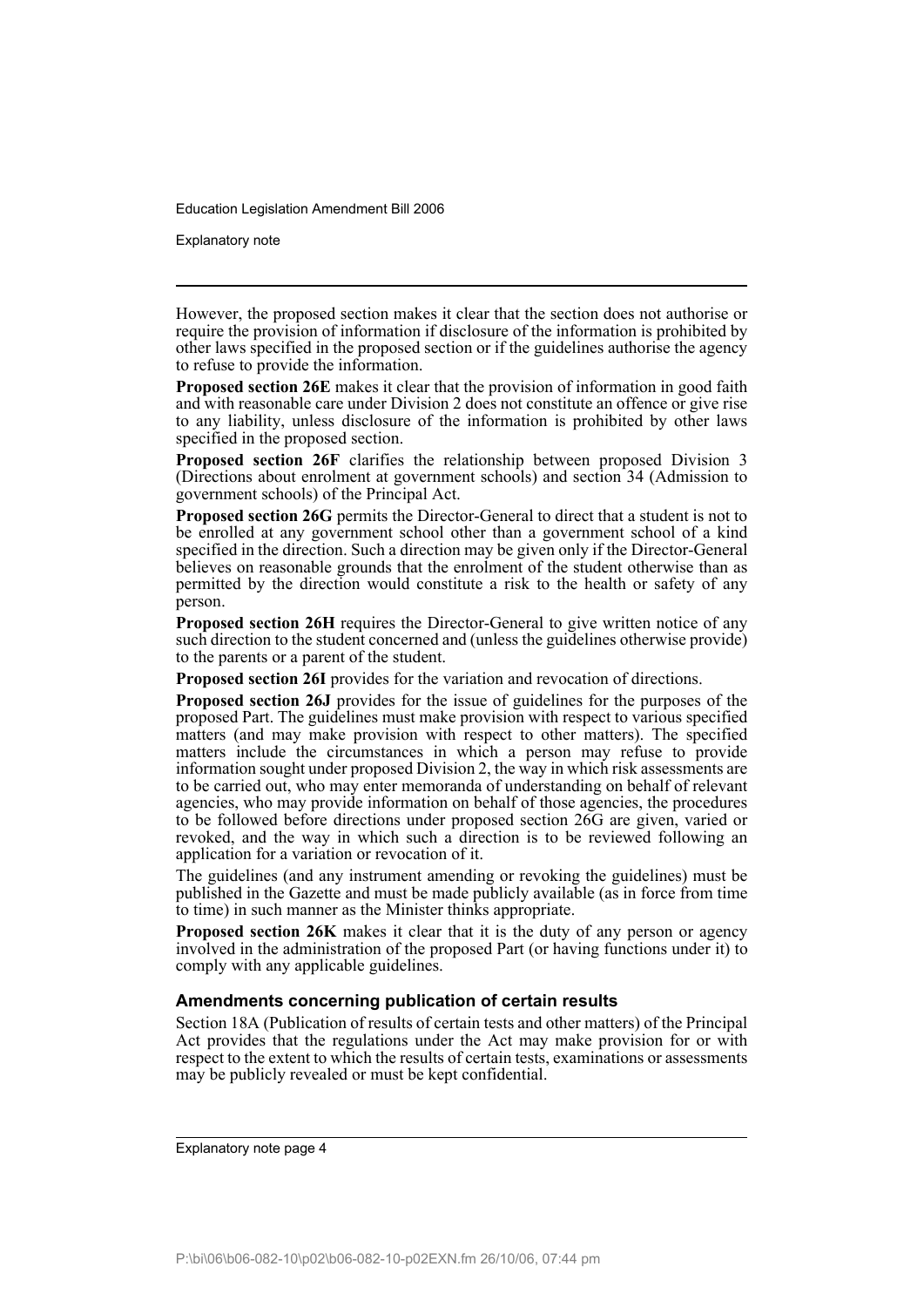However, the proposed section makes it clear that the section does not authorise or require the provision of information if disclosure of the information is prohibited by other laws specified in the proposed section or if the guidelines authorise the agency to refuse to provide the information.

**Proposed section 26E** makes it clear that the provision of information in good faith and with reasonable care under Division 2 does not constitute an offence or give rise to any liability, unless disclosure of the information is prohibited by other laws specified in the proposed section.

**Proposed section 26F** clarifies the relationship between proposed Division 3 (Directions about enrolment at government schools) and section 34 (Admission to government schools) of the Principal Act.

**Proposed section 26G** permits the Director-General to direct that a student is not to be enrolled at any government school other than a government school of a kind specified in the direction. Such a direction may be given only if the Director-General believes on reasonable grounds that the enrolment of the student otherwise than as permitted by the direction would constitute a risk to the health or safety of any person.

**Proposed section 26H** requires the Director-General to give written notice of any such direction to the student concerned and (unless the guidelines otherwise provide) to the parents or a parent of the student.

**Proposed section 26I** provides for the variation and revocation of directions.

**Proposed section 26J** provides for the issue of guidelines for the purposes of the proposed Part. The guidelines must make provision with respect to various specified matters (and may make provision with respect to other matters). The specified matters include the circumstances in which a person may refuse to provide information sought under proposed Division 2, the way in which risk assessments are to be carried out, who may enter memoranda of understanding on behalf of relevant agencies, who may provide information on behalf of those agencies, the procedures to be followed before directions under proposed section 26G are given, varied or revoked, and the way in which such a direction is to be reviewed following an application for a variation or revocation of it.

The guidelines (and any instrument amending or revoking the guidelines) must be published in the Gazette and must be made publicly available (as in force from time to time) in such manner as the Minister thinks appropriate.

**Proposed section 26K** makes it clear that it is the duty of any person or agency involved in the administration of the proposed Part (or having functions under it) to comply with any applicable guidelines.

### Amendments concerning publication of certain results

Section 18A (Publication of results of certain tests and other matters) of the Principal Act provides that the regulations under the Act may make provision for or with respect to the extent to which the results of certain tests, examinations or assessments may be publicly revealed or must be kept confidential.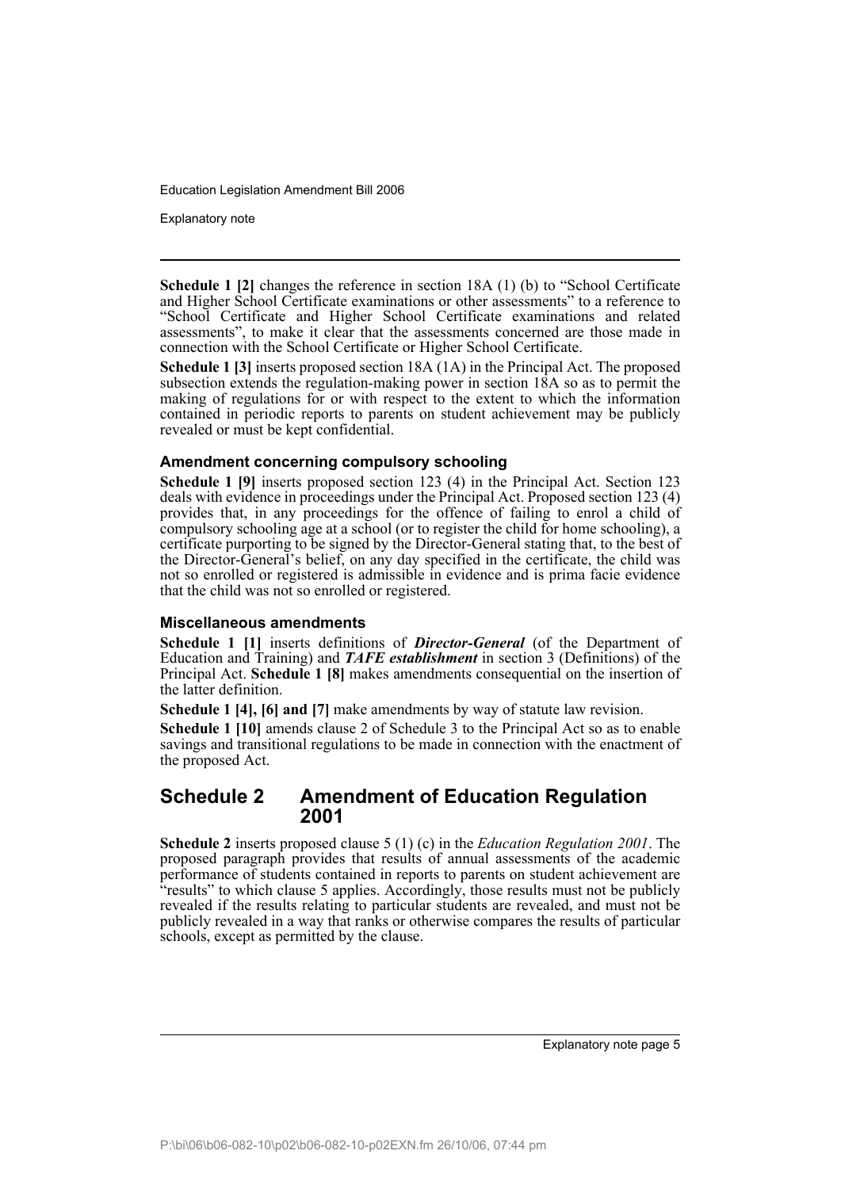**Schedule 1 [2]** changes the reference in section 18A (1) (b) to "School Certificate and Higher School Certificate examinations or other assessments" to a reference to "School Certificate and Higher School Certificate examinations and related assessments", to make it clear that the assessments concerned are those made in connection with the School Certificate or Higher School Certificate.

**Schedule 1 [3]** inserts proposed section 18A (1A) in the Principal Act. The proposed subsection extends the regulation-making power in section 18A so as to permit the making of regulations for or with respect to the extent to which the information contained in periodic reports to parents on student achievement may be publicly revealed or must be kept confidential.

### Amendment concerning compulsory schooling

**Schedule 1 [9]** inserts proposed section 123 (4) in the Principal Act. Section 123 deals with evidence in proceedings under the Principal Act. Proposed section 123 (4) provides that, in any proceedings for the offence of failing to enrol a child of compulsory schooling age at a school (or to register the child for home schooling), a certificate purporting to be signed by the Director-General stating that, to the best of the Director-General's belief, on any day specified in the certificate, the child was not so enrolled or registered is admissible in evidence and is prima facie evidence that the child was not so enrolled or registered.

### Miscellaneous amendments

**Schedule 1 [1]** inserts definitions of ***Director-General*** (of the Department of Education and Training) and ***TAFE establishment*** in section 3 (Definitions) of the Principal Act. **Schedule 1 [8]** makes amendments consequential on the insertion of the latter definition.

**Schedule 1 [4], [6] and [7]** make amendments by way of statute law revision.

**Schedule 1 [10]** amends clause 2 of Schedule 3 to the Principal Act so as to enable savings and transitional regulations to be made in connection with the enactment of the proposed Act.

## Schedule 2 Amendment of Education Regulation 2001

**Schedule 2** inserts proposed clause 5 (1) (c) in the *Education Regulation 2001*. The proposed paragraph provides that results of annual assessments of the academic performance of students contained in reports to parents on student achievement are "results" to which clause 5 applies. Accordingly, those results must not be publicly revealed if the results relating to particular students are revealed, and must not be publicly revealed in a way that ranks or otherwise compares the results of particular schools, except as permitted by the clause.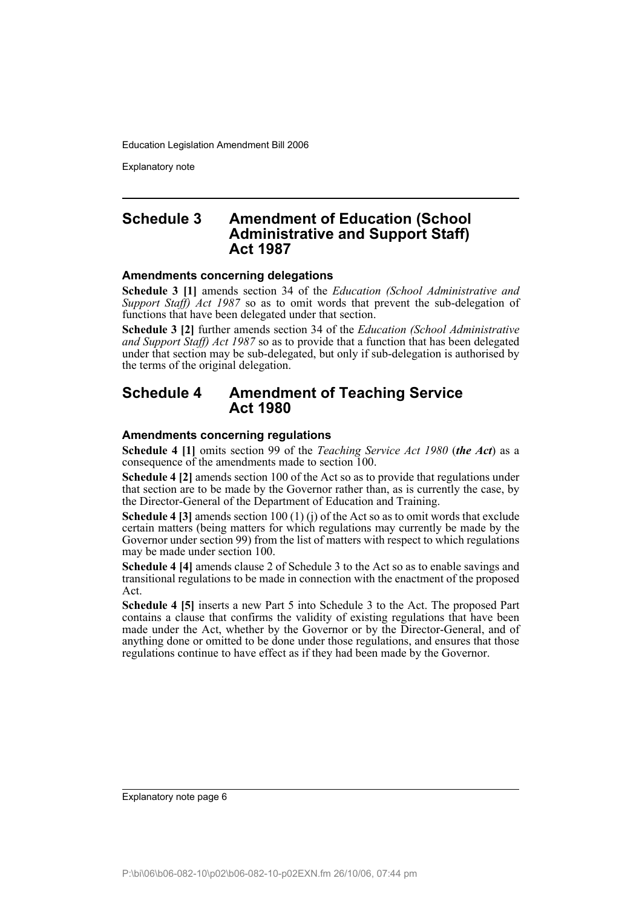## Schedule 3 Amendment of Education (School Administrative and Support Staff) Act 1987

### Amendments concerning delegations

**Schedule 3 [1]** amends section 34 of the *Education (School Administrative and Support Staff) Act 1987* so as to omit words that prevent the sub-delegation of functions that have been delegated under that section.

**Schedule 3 [2]** further amends section 34 of the *Education (School Administrative and Support Staff) Act 1987* so as to provide that a function that has been delegated under that section may be sub-delegated, but only if sub-delegation is authorised by the terms of the original delegation.

## Schedule 4 Amendment of Teaching Service Act 1980

### Amendments concerning regulations

**Schedule 4 [1]** omits section 99 of the *Teaching Service Act 1980* (***the Act***) as a consequence of the amendments made to section 100.

**Schedule 4 [2]** amends section 100 of the Act so as to provide that regulations under that section are to be made by the Governor rather than, as is currently the case, by the Director-General of the Department of Education and Training.

**Schedule 4 [3]** amends section 100 (1) (j) of the Act so as to omit words that exclude certain matters (being matters for which regulations may currently be made by the Governor under section 99) from the list of matters with respect to which regulations may be made under section 100.

**Schedule 4 [4]** amends clause 2 of Schedule 3 to the Act so as to enable savings and transitional regulations to be made in connection with the enactment of the proposed Act.

**Schedule 4 [5]** inserts a new Part 5 into Schedule 3 to the Act. The proposed Part contains a clause that confirms the validity of existing regulations that have been made under the Act, whether by the Governor or by the Director-General, and of anything done or omitted to be done under those regulations, and ensures that those regulations continue to have effect as if they had been made by the Governor.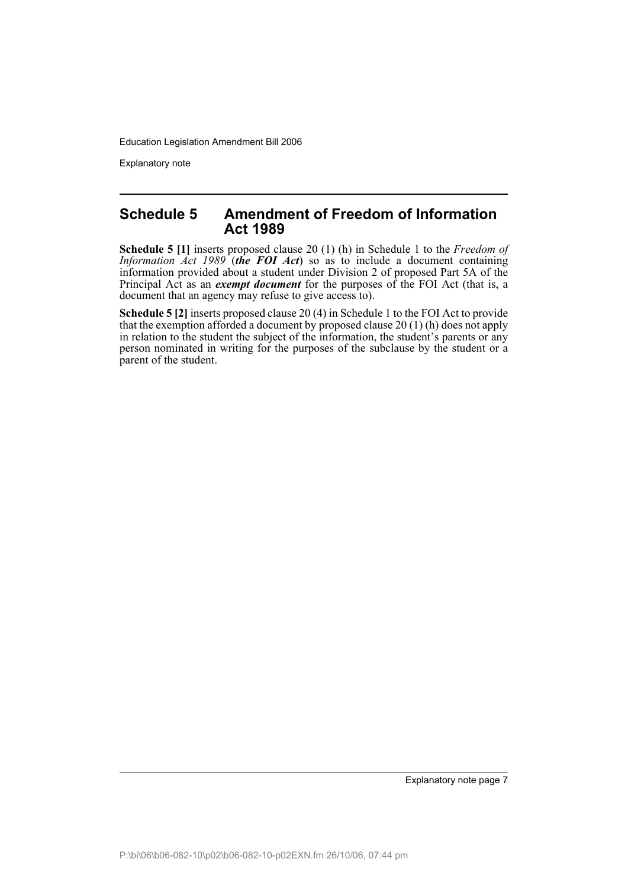## Schedule 5 Amendment of Freedom of Information Act 1989

**Schedule 5 [1]** inserts proposed clause 20 (1) (h) in Schedule 1 to the *Freedom of Information Act 1989* (***the FOI Act***) so as to include a document containing information provided about a student under Division 2 of proposed Part 5A of the Principal Act as an ***exempt document*** for the purposes of the FOI Act (that is, a document that an agency may refuse to give access to).

**Schedule 5 [2]** inserts proposed clause 20 (4) in Schedule 1 to the FOI Act to provide that the exemption afforded a document by proposed clause 20 (1) (h) does not apply in relation to the student the subject of the information, the student's parents or any person nominated in writing for the purposes of the subclause by the student or a parent of the student.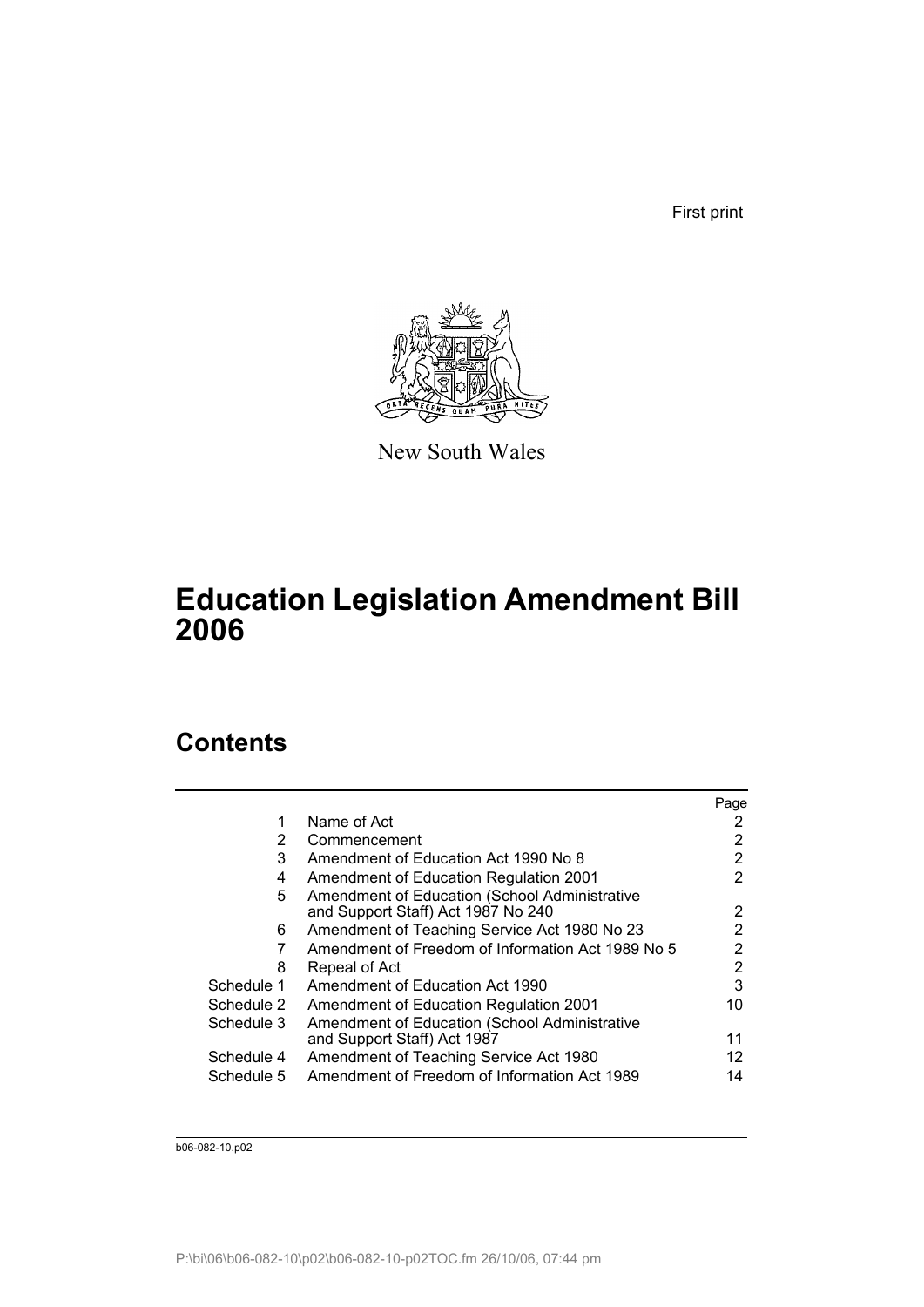First print

New South Wales

# Education Legislation Amendment Bill 2006

## Contents

| | | Page |
|---|---|---|
| 1 | Name of Act | 2 |
| 2 | Commencement | 2 |
| 3 | Amendment of Education Act 1990 No 8 | 2 |
| 4 | Amendment of Education Regulation 2001 | 2 |
| 5 | Amendment of Education (School Administrative and Support Staff) Act 1987 No 240 | 2 |
| 6 | Amendment of Teaching Service Act 1980 No 23 | 2 |
| 7 | Amendment of Freedom of Information Act 1989 No 5 | 2 |
| 8 | Repeal of Act | 2 |
| Schedule 1 | Amendment of Education Act 1990 | 3 |
| Schedule 2 | Amendment of Education Regulation 2001 | 10 |
| Schedule 3 | Amendment of Education (School Administrative and Support Staff) Act 1987 | 11 |
| Schedule 4 | Amendment of Teaching Service Act 1980 | 12 |
| Schedule 5 | Amendment of Freedom of Information Act 1989 | 14 |

b06-082-10.p02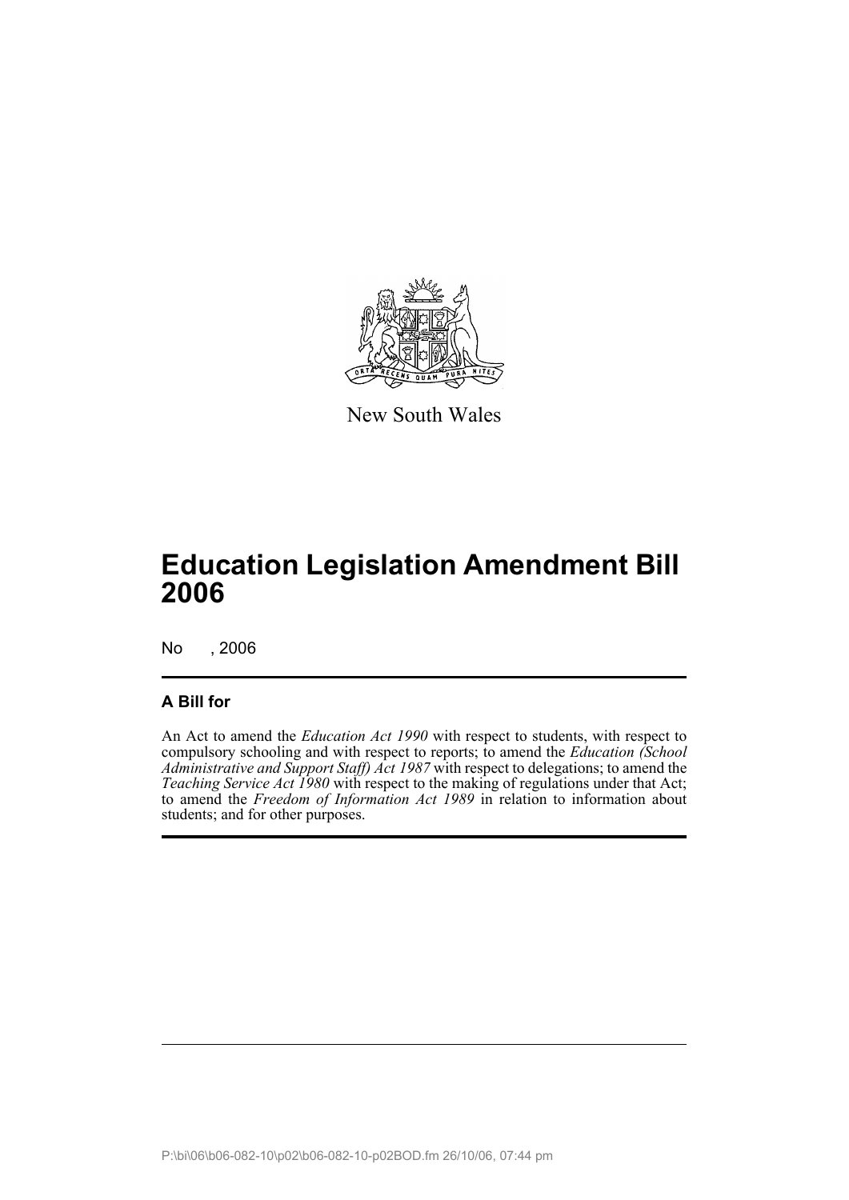New South Wales

# Education Legislation Amendment Bill 2006

No , 2006

## A Bill for

An Act to amend the *Education Act 1990* with respect to students, with respect to compulsory schooling and with respect to reports; to amend the *Education (School Administrative and Support Staff) Act 1987* with respect to delegations; to amend the *Teaching Service Act 1980* with respect to the making of regulations under that Act; to amend the *Freedom of Information Act 1989* in relation to information about students; and for other purposes.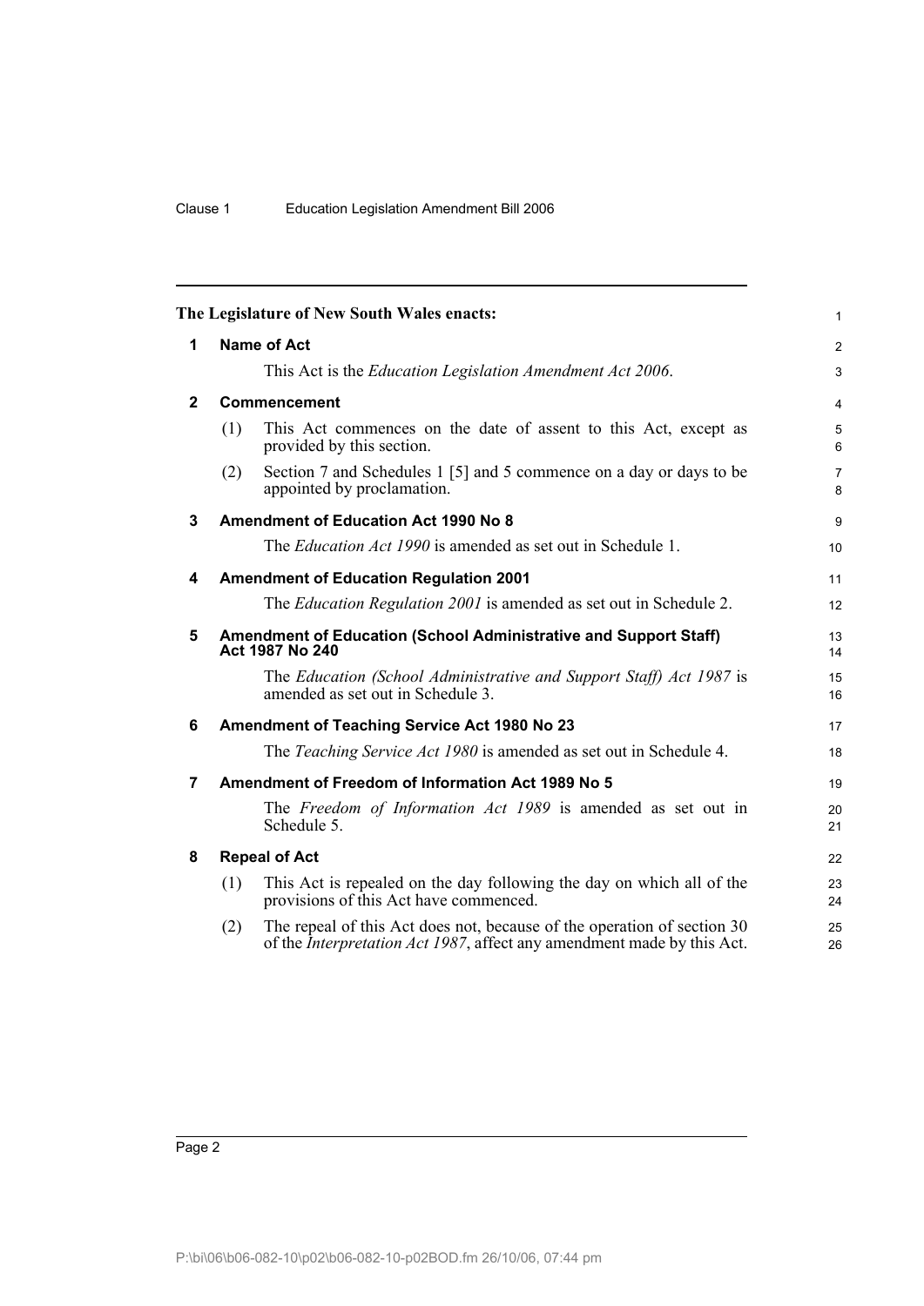**The Legislature of New South Wales enacts:**

## 1 Name of Act

This Act is the *Education Legislation Amendment Act 2006*.

## 2 Commencement

(1) This Act commences on the date of assent to this Act, except as provided by this section.

(2) Section 7 and Schedules 1 [5] and 5 commence on a day or days to be appointed by proclamation.

## 3 Amendment of Education Act 1990 No 8

The *Education Act 1990* is amended as set out in Schedule 1.

## 4 Amendment of Education Regulation 2001

The *Education Regulation 2001* is amended as set out in Schedule 2.

## 5 Amendment of Education (School Administrative and Support Staff) Act 1987 No 240

The *Education (School Administrative and Support Staff) Act 1987* is amended as set out in Schedule 3.

## 6 Amendment of Teaching Service Act 1980 No 23

The *Teaching Service Act 1980* is amended as set out in Schedule 4.

## 7 Amendment of Freedom of Information Act 1989 No 5

The *Freedom of Information Act 1989* is amended as set out in Schedule 5.

## 8 Repeal of Act

(1) This Act is repealed on the day following the day on which all of the provisions of this Act have commenced.

(2) The repeal of this Act does not, because of the operation of section 30 of the *Interpretation Act 1987*, affect any amendment made by this Act.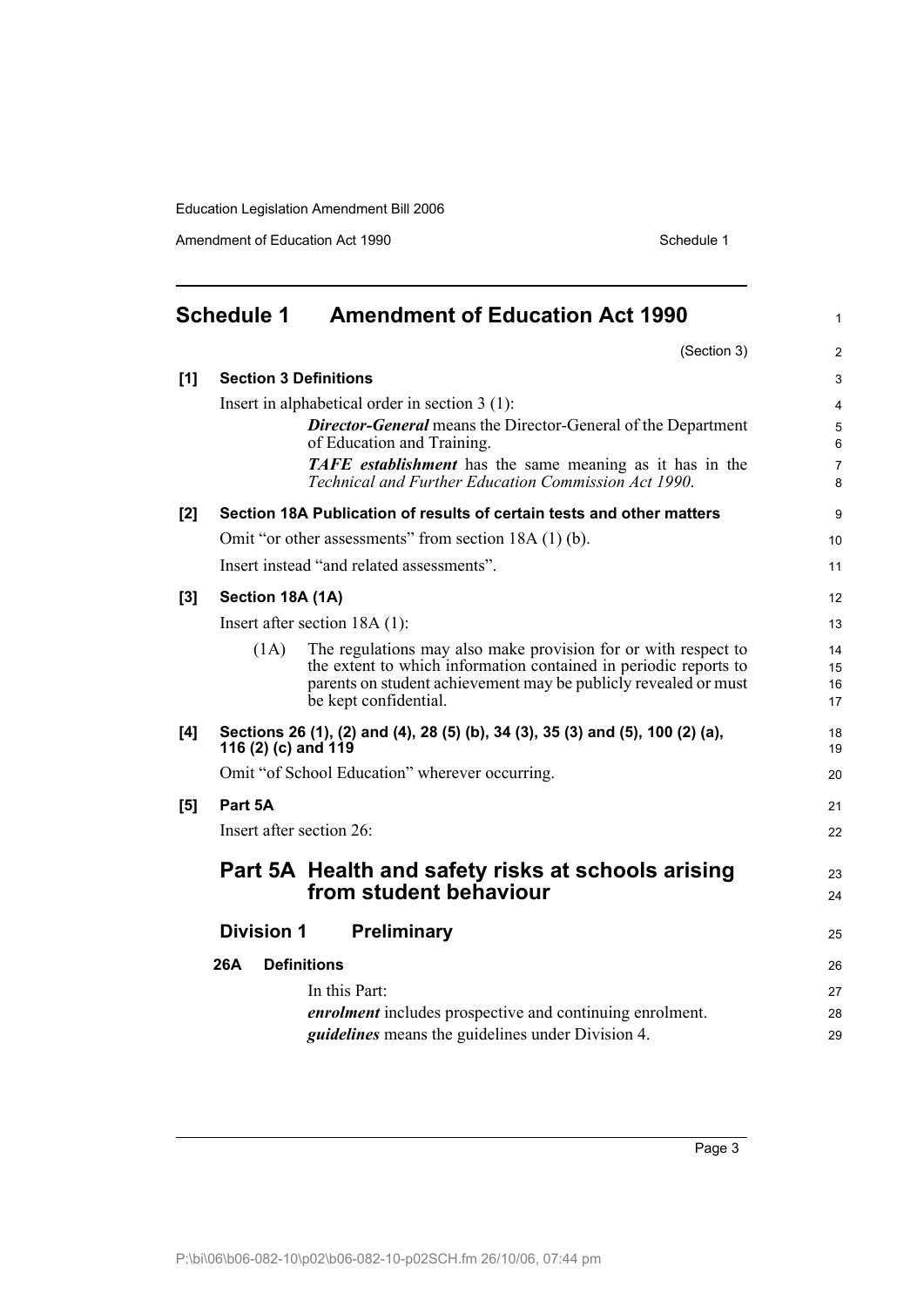## Schedule 1 Amendment of Education Act 1990

(Section 3)

**[1] Section 3 Definitions**

Insert in alphabetical order in section 3 (1):

> ***Director-General*** means the Director-General of the Department of Education and Training.
>
> ***TAFE establishment*** has the same meaning as it has in the *Technical and Further Education Commission Act 1990*.

**[2] Section 18A Publication of results of certain tests and other matters**

Omit "or other assessments" from section 18A (1) (b).

Insert instead "and related assessments".

**[3] Section 18A (1A)**

Insert after section 18A (1):

> (1A) The regulations may also make provision for or with respect to the extent to which information contained in periodic reports to parents on student achievement may be publicly revealed or must be kept confidential.

**[4] Sections 26 (1), (2) and (4), 28 (5) (b), 34 (3), 35 (3) and (5), 100 (2) (a), 116 (2) (c) and 119**

Omit "of School Education" wherever occurring.

**[5] Part 5A**

Insert after section 26:

## Part 5A Health and safety risks at schools arising from student behaviour

### Division 1 Preliminary

**26A Definitions**

In this Part:

***enrolment*** includes prospective and continuing enrolment.

***guidelines*** means the guidelines under Division 4.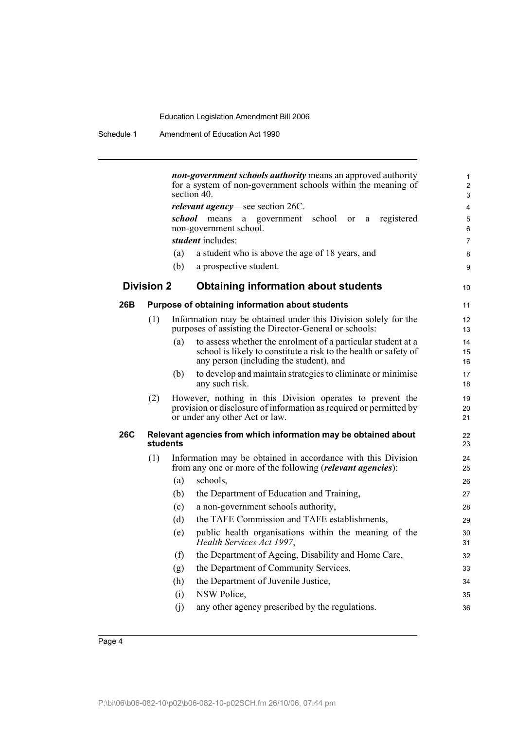***non-government schools authority*** means an approved authority for a system of non-government schools within the meaning of section 40.

***relevant agency***—see section 26C.

***school*** means a government school or a registered non-government school.

***student*** includes:

(a) a student who is above the age of 18 years, and

(b) a prospective student.

## Division 2 Obtaining information about students

### 26B Purpose of obtaining information about students

(1) Information may be obtained under this Division solely for the purposes of assisting the Director-General or schools:

(a) to assess whether the enrolment of a particular student at a school is likely to constitute a risk to the health or safety of any person (including the student), and

(b) to develop and maintain strategies to eliminate or minimise any such risk.

(2) However, nothing in this Division operates to prevent the provision or disclosure of information as required or permitted by or under any other Act or law.

### 26C Relevant agencies from which information may be obtained about students

(1) Information may be obtained in accordance with this Division from any one or more of the following (***relevant agencies***):

(a) schools,

(b) the Department of Education and Training,

(c) a non-government schools authority,

(d) the TAFE Commission and TAFE establishments,

(e) public health organisations within the meaning of the *Health Services Act 1997*,

(f) the Department of Ageing, Disability and Home Care,

(g) the Department of Community Services,

(h) the Department of Juvenile Justice,

(i) NSW Police,

(j) any other agency prescribed by the regulations.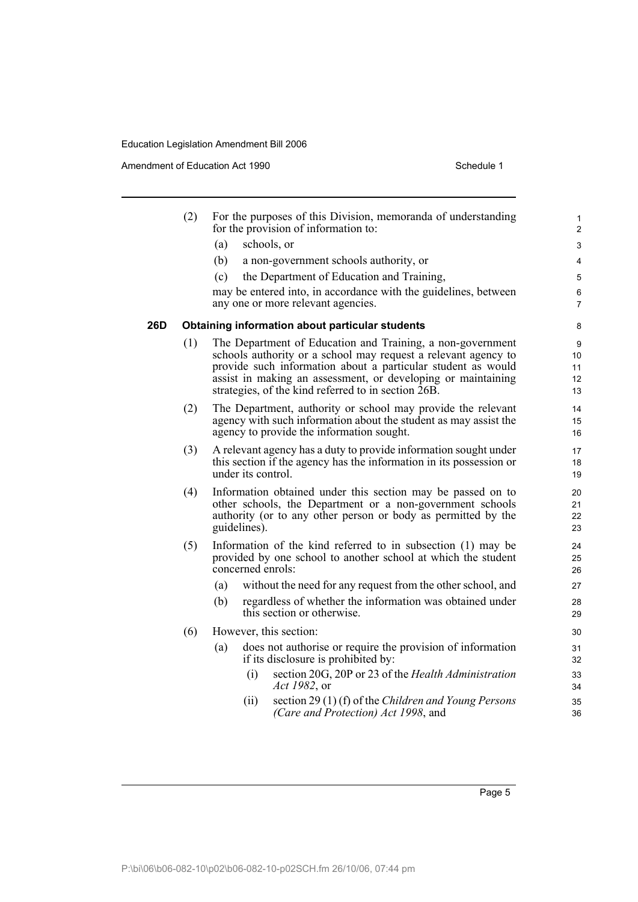(2) For the purposes of this Division, memoranda of understanding for the provision of information to:

- (a) schools, or
- (b) a non-government schools authority, or
- (c) the Department of Education and Training,

may be entered into, in accordance with the guidelines, between any one or more relevant agencies.

### 26D Obtaining information about particular students

(1) The Department of Education and Training, a non-government schools authority or a school may request a relevant agency to provide such information about a particular student as would assist in making an assessment, or developing or maintaining strategies, of the kind referred to in section 26B.

(2) The Department, authority or school may provide the relevant agency with such information about the student as may assist the agency to provide the information sought.

(3) A relevant agency has a duty to provide information sought under this section if the agency has the information in its possession or under its control.

(4) Information obtained under this section may be passed on to other schools, the Department or a non-government schools authority (or to any other person or body as permitted by the guidelines).

(5) Information of the kind referred to in subsection (1) may be provided by one school to another school at which the student concerned enrols:

- (a) without the need for any request from the other school, and
- (b) regardless of whether the information was obtained under this section or otherwise.

(6) However, this section:

- (a) does not authorise or require the provision of information if its disclosure is prohibited by:
  - (i) section 20G, 20P or 23 of the *Health Administration Act 1982*, or
  - (ii) section 29 (1) (f) of the *Children and Young Persons (Care and Protection) Act 1998*, and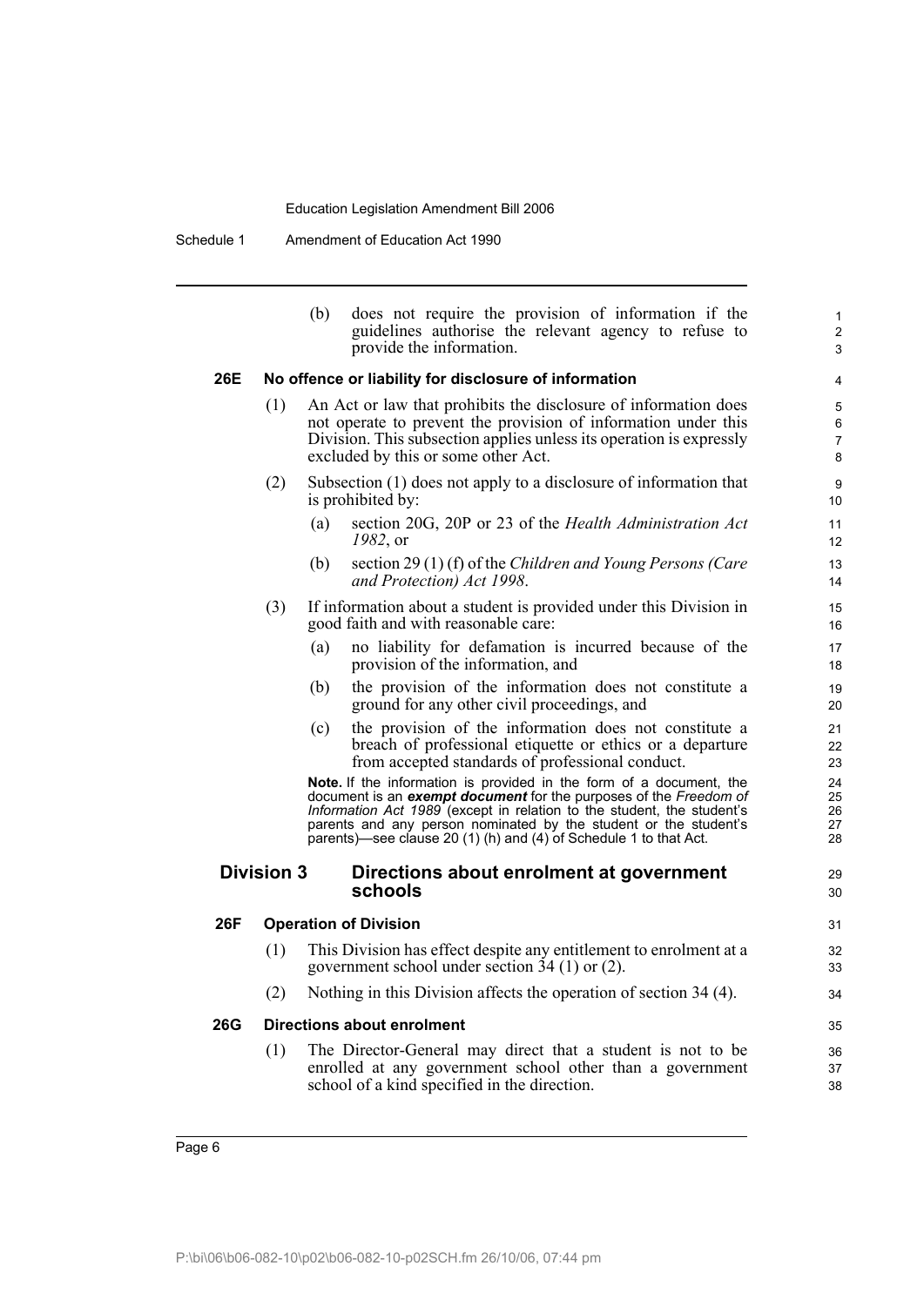(b) does not require the provision of information if the guidelines authorise the relevant agency to refuse to provide the information.

**26E No offence or liability for disclosure of information**

(1) An Act or law that prohibits the disclosure of information does not operate to prevent the provision of information under this Division. This subsection applies unless its operation is expressly excluded by this or some other Act.

(2) Subsection (1) does not apply to a disclosure of information that is prohibited by:

(a) section 20G, 20P or 23 of the *Health Administration Act 1982*, or

(b) section 29 (1) (f) of the *Children and Young Persons (Care and Protection) Act 1998*.

(3) If information about a student is provided under this Division in good faith and with reasonable care:

(a) no liability for defamation is incurred because of the provision of the information, and

(b) the provision of the information does not constitute a ground for any other civil proceedings, and

(c) the provision of the information does not constitute a breach of professional etiquette or ethics or a departure from accepted standards of professional conduct.

**Note.** If the information is provided in the form of a document, the document is an ***exempt document*** for the purposes of the *Freedom of Information Act 1989* (except in relation to the student, the student's parents and any person nominated by the student or the student's parents)—see clause 20 (1) (h) and (4) of Schedule 1 to that Act.

## Division 3 Directions about enrolment at government schools

**26F Operation of Division**

(1) This Division has effect despite any entitlement to enrolment at a government school under section 34 (1) or (2).

(2) Nothing in this Division affects the operation of section 34 (4).

**26G Directions about enrolment**

(1) The Director-General may direct that a student is not to be enrolled at any government school other than a government school of a kind specified in the direction.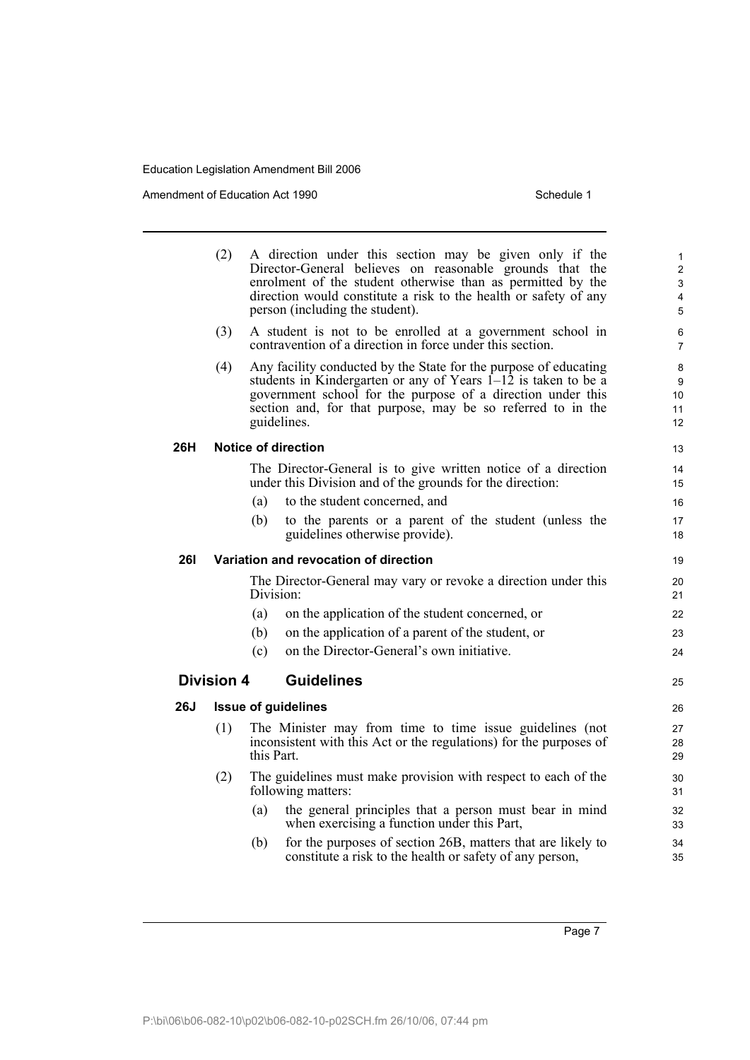(2) A direction under this section may be given only if the Director-General believes on reasonable grounds that the enrolment of the student otherwise than as permitted by the direction would constitute a risk to the health or safety of any person (including the student).

(3) A student is not to be enrolled at a government school in contravention of a direction in force under this section.

(4) Any facility conducted by the State for the purpose of educating students in Kindergarten or any of Years 1–12 is taken to be a government school for the purpose of a direction under this section and, for that purpose, may be so referred to in the guidelines.

**26H Notice of direction**

The Director-General is to give written notice of a direction under this Division and of the grounds for the direction:

(a) to the student concerned, and

(b) to the parents or a parent of the student (unless the guidelines otherwise provide).

**26I Variation and revocation of direction**

The Director-General may vary or revoke a direction under this Division:

(a) on the application of the student concerned, or

(b) on the application of a parent of the student, or

(c) on the Director-General's own initiative.

## Division 4 Guidelines

**26J Issue of guidelines**

(1) The Minister may from time to time issue guidelines (not inconsistent with this Act or the regulations) for the purposes of this Part.

(2) The guidelines must make provision with respect to each of the following matters:

(a) the general principles that a person must bear in mind when exercising a function under this Part,

(b) for the purposes of section 26B, matters that are likely to constitute a risk to the health or safety of any person,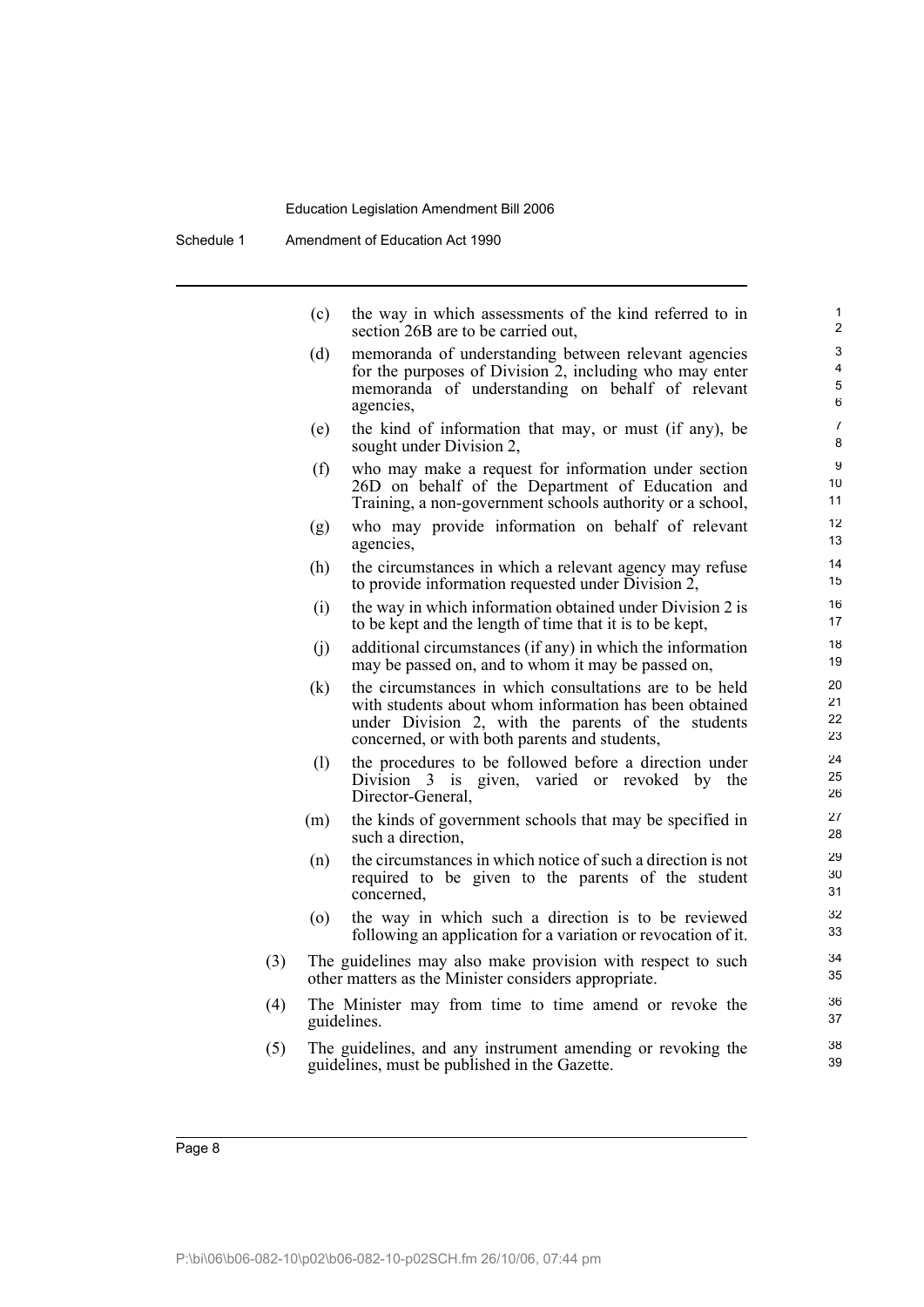(c) the way in which assessments of the kind referred to in section 26B are to be carried out,

(d) memoranda of understanding between relevant agencies for the purposes of Division 2, including who may enter memoranda of understanding on behalf of relevant agencies,

(e) the kind of information that may, or must (if any), be sought under Division 2,

(f) who may make a request for information under section 26D on behalf of the Department of Education and Training, a non-government schools authority or a school,

(g) who may provide information on behalf of relevant agencies,

(h) the circumstances in which a relevant agency may refuse to provide information requested under Division 2,

(i) the way in which information obtained under Division 2 is to be kept and the length of time that it is to be kept,

(j) additional circumstances (if any) in which the information may be passed on, and to whom it may be passed on,

(k) the circumstances in which consultations are to be held with students about whom information has been obtained under Division 2, with the parents of the students concerned, or with both parents and students,

(l) the procedures to be followed before a direction under Division 3 is given, varied or revoked by the Director-General,

(m) the kinds of government schools that may be specified in such a direction,

(n) the circumstances in which notice of such a direction is not required to be given to the parents of the student concerned,

(o) the way in which such a direction is to be reviewed following an application for a variation or revocation of it.

(3) The guidelines may also make provision with respect to such other matters as the Minister considers appropriate.

(4) The Minister may from time to time amend or revoke the guidelines.

(5) The guidelines, and any instrument amending or revoking the guidelines, must be published in the Gazette.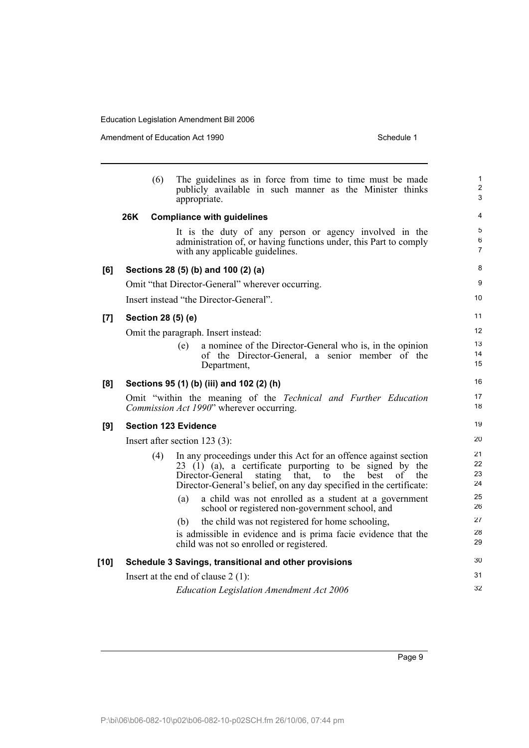(6) The guidelines as in force from time to time must be made publicly available in such manner as the Minister thinks appropriate.

**26K Compliance with guidelines**

It is the duty of any person or agency involved in the administration of, or having functions under, this Part to comply with any applicable guidelines.

**[6] Sections 28 (5) (b) and 100 (2) (a)**

Omit "that Director-General" wherever occurring.

Insert instead "the Director-General".

**[7] Section 28 (5) (e)**

Omit the paragraph. Insert instead:

(e) a nominee of the Director-General who is, in the opinion of the Director-General, a senior member of the Department,

**[8] Sections 95 (1) (b) (iii) and 102 (2) (h)**

Omit "within the meaning of the *Technical and Further Education Commission Act 1990*" wherever occurring.

**[9] Section 123 Evidence**

Insert after section 123 (3):

(4) In any proceedings under this Act for an offence against section 23 (1) (a), a certificate purporting to be signed by the Director-General stating that, to the best of the Director-General's belief, on any day specified in the certificate:

(a) a child was not enrolled as a student at a government school or registered non-government school, and

(b) the child was not registered for home schooling,

is admissible in evidence and is prima facie evidence that the child was not so enrolled or registered.

**[10] Schedule 3 Savings, transitional and other provisions**

Insert at the end of clause 2 (1):

*Education Legislation Amendment Act 2006*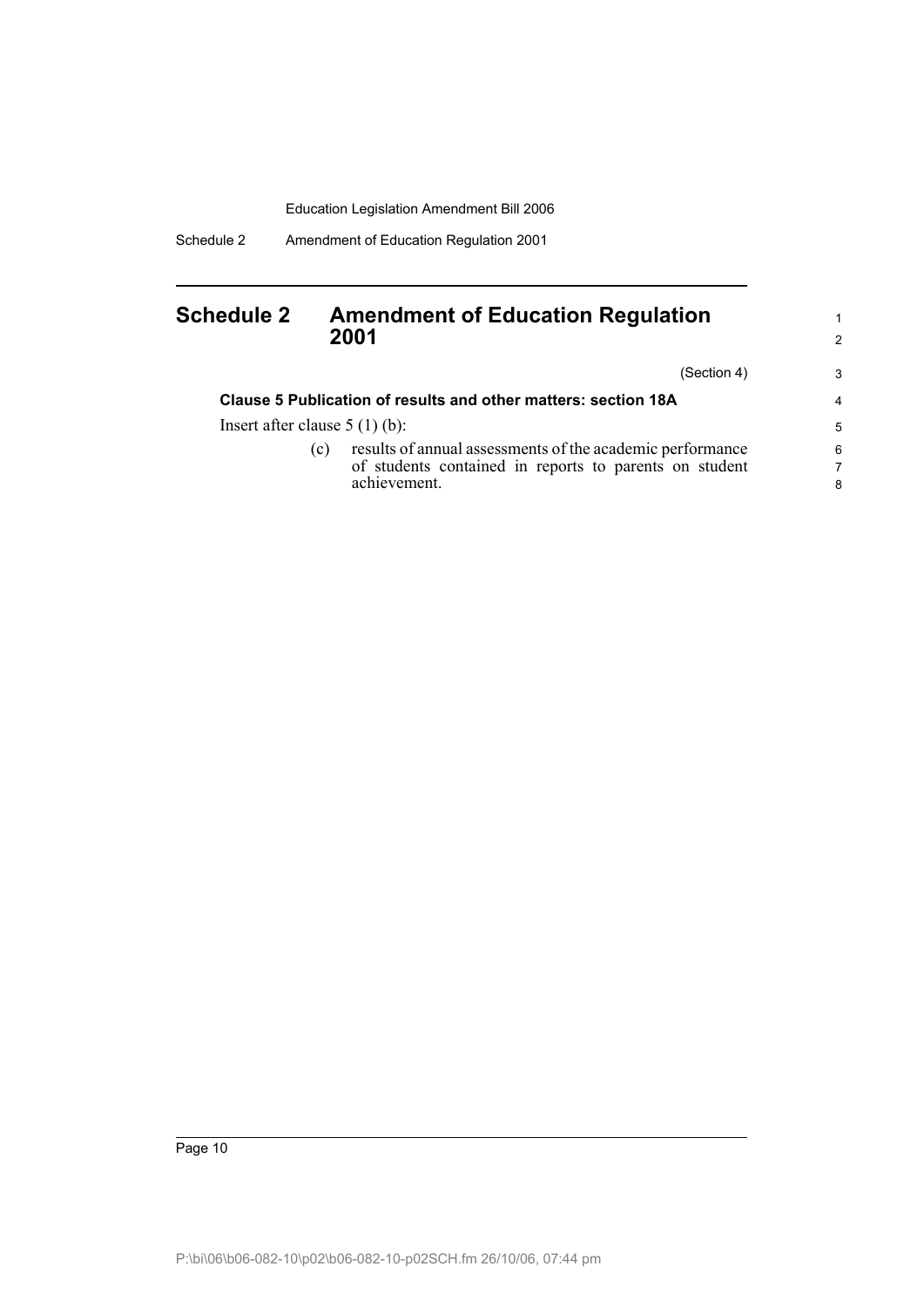# Schedule 2 Amendment of Education Regulation 2001

(Section 4)

### Clause 5 Publication of results and other matters: section 18A

Insert after clause 5 (1) (b):

(c) results of annual assessments of the academic performance of students contained in reports to parents on student achievement.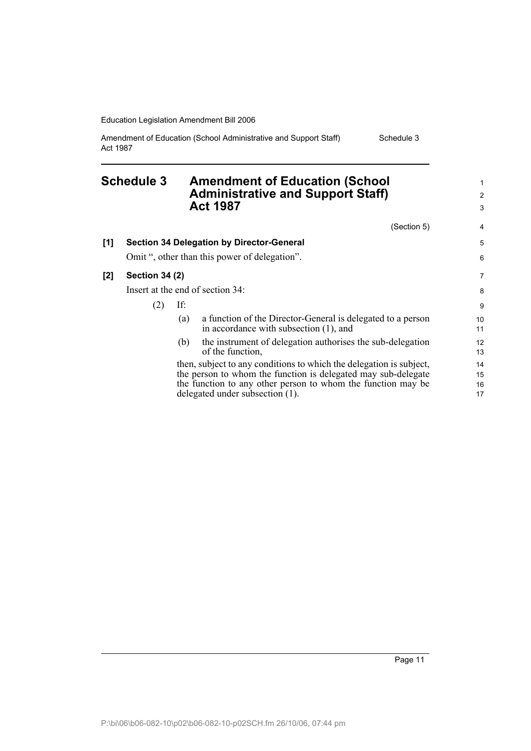# Schedule 3 Amendment of Education (School Administrative and Support Staff) Act 1987

(Section 5)

**[1] Section 34 Delegation by Director-General**

Omit ", other than this power of delegation".

**[2] Section 34 (2)**

Insert at the end of section 34:

(2) If:

(a) a function of the Director-General is delegated to a person in accordance with subsection (1), and

(b) the instrument of delegation authorises the sub-delegation of the function,

then, subject to any conditions to which the delegation is subject, the person to whom the function is delegated may sub-delegate the function to any other person to whom the function may be delegated under subsection (1).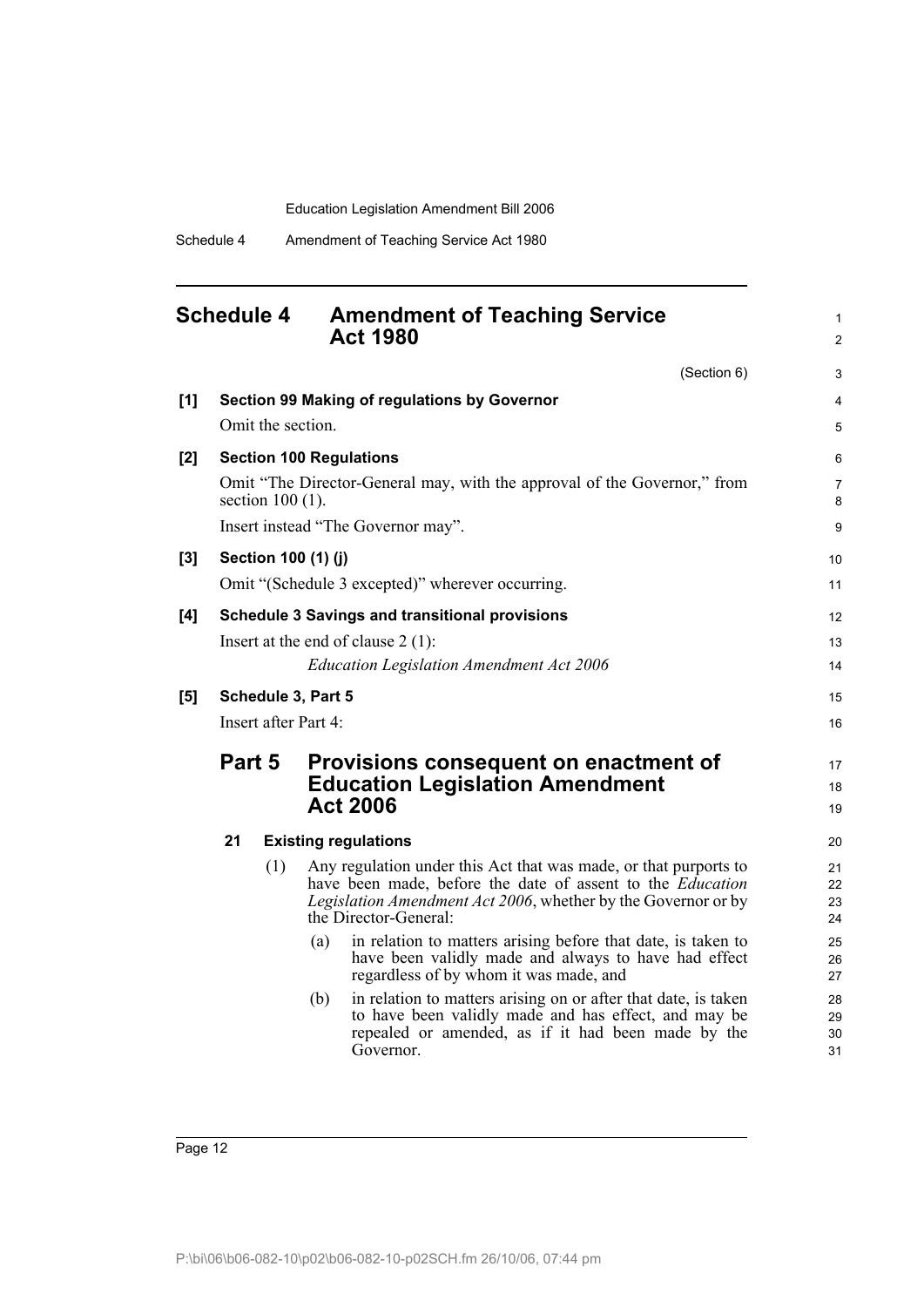## Schedule 4 Amendment of Teaching Service Act 1980

(Section 6)

**[1] Section 99 Making of regulations by Governor**

Omit the section.

**[2] Section 100 Regulations**

Omit "The Director-General may, with the approval of the Governor," from section 100 (1).

Insert instead "The Governor may".

**[3] Section 100 (1) (j)**

Omit "(Schedule 3 excepted)" wherever occurring.

**[4] Schedule 3 Savings and transitional provisions**

Insert at the end of clause 2 (1):

*Education Legislation Amendment Act 2006*

**[5] Schedule 3, Part 5**

Insert after Part 4:

### Part 5 Provisions consequent on enactment of Education Legislation Amendment Act 2006

**21 Existing regulations**

(1) Any regulation under this Act that was made, or that purports to have been made, before the date of assent to the *Education Legislation Amendment Act 2006*, whether by the Governor or by the Director-General:

(a) in relation to matters arising before that date, is taken to have been validly made and always to have had effect regardless of by whom it was made, and

(b) in relation to matters arising on or after that date, is taken to have been validly made and has effect, and may be repealed or amended, as if it had been made by the Governor.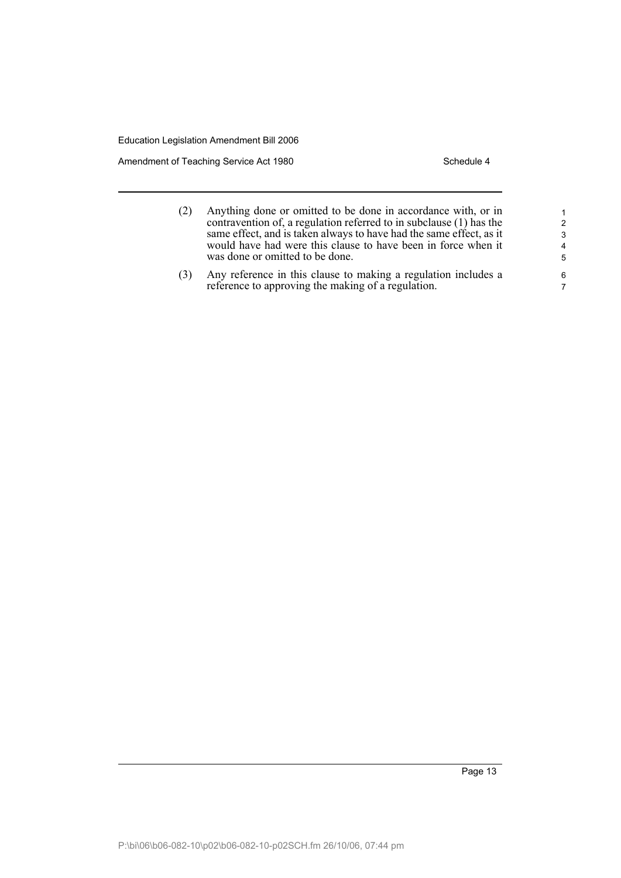(2) Anything done or omitted to be done in accordance with, or in contravention of, a regulation referred to in subclause (1) has the same effect, and is taken always to have had the same effect, as it would have had were this clause to have been in force when it was done or omitted to be done.

(3) Any reference in this clause to making a regulation includes a reference to approving the making of a regulation.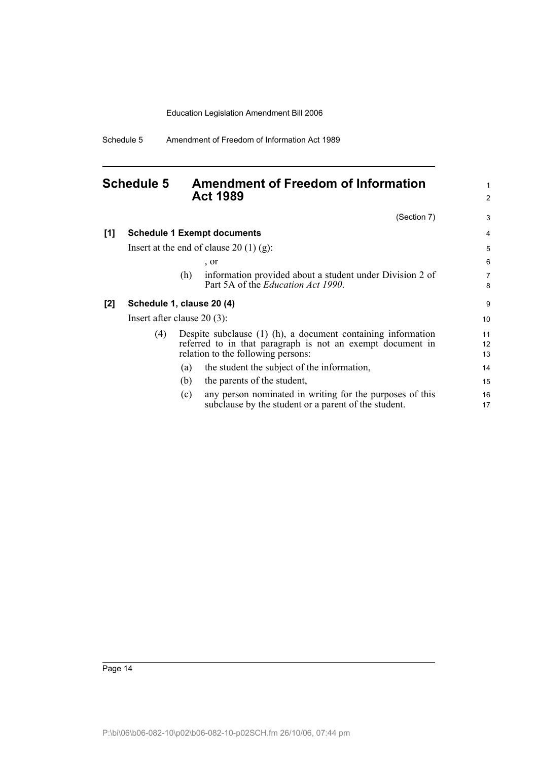# Schedule 5 Amendment of Freedom of Information Act 1989

(Section 7)

**[1] Schedule 1 Exempt documents**

Insert at the end of clause 20 (1) (g):

, or

(h) information provided about a student under Division 2 of Part 5A of the *Education Act 1990*.

**[2] Schedule 1, clause 20 (4)**

Insert after clause 20 (3):

(4) Despite subclause (1) (h), a document containing information referred to in that paragraph is not an exempt document in relation to the following persons:

(a) the student the subject of the information,

(b) the parents of the student,

(c) any person nominated in writing for the purposes of this subclause by the student or a parent of the student.